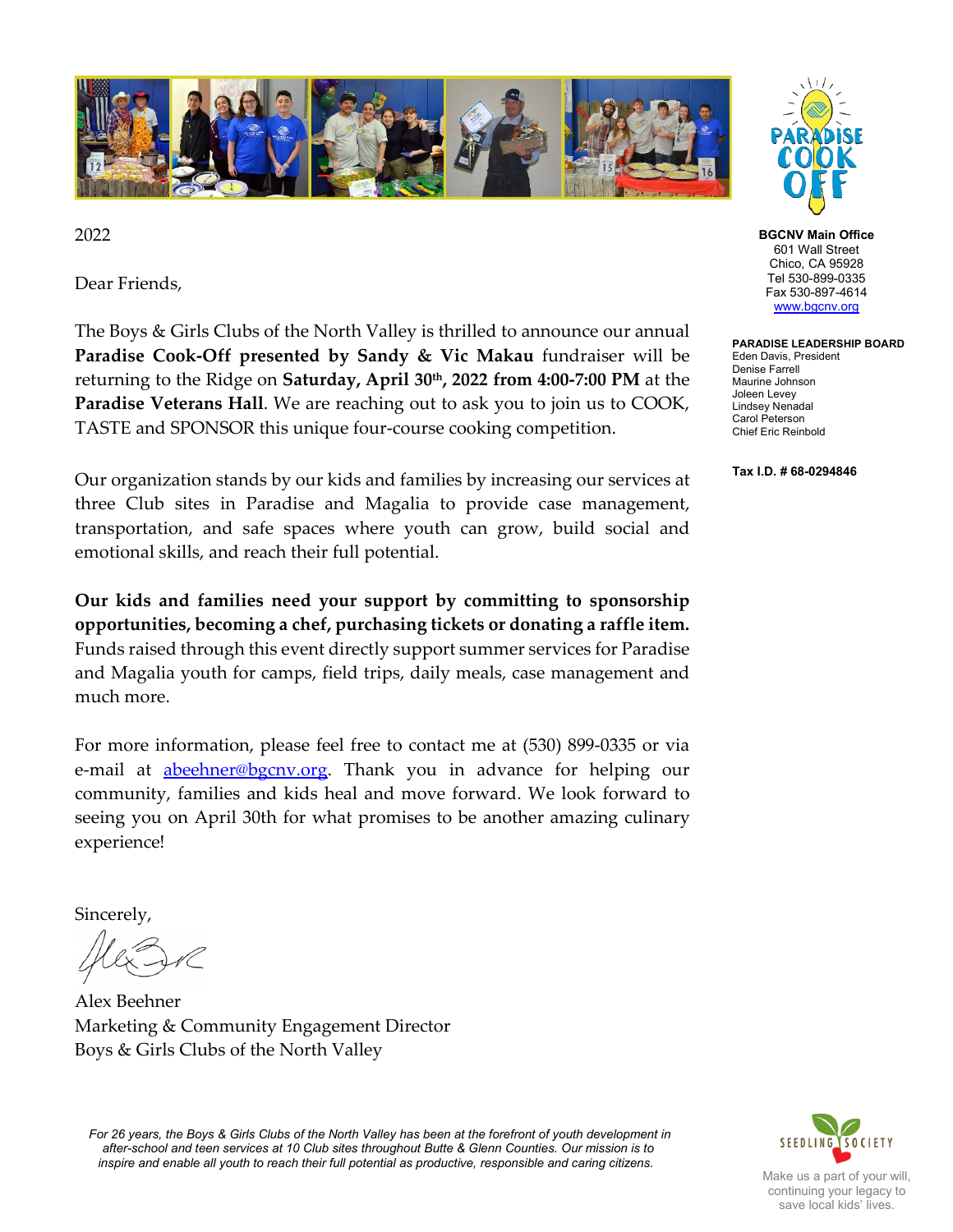2022

Dear Friends,

The Boys & Girls Clubs of the North Valley is thrilled to announce our annual **Paradise Cook-Off presented by Sandy & Vic Makau** fundraiser will be returning to the Ridge on **Saturday, April 30th, 2022 from 4:00-7:00 PM** at the **Paradise Veterans Hall**. We are reaching out to ask you to join us to COOK, TASTE and SPONSOR this unique four-course cooking competition.

Our organization stands by our kids and families by increasing our services at three Club sites in Paradise and Magalia to provide case management, transportation, and safe spaces where youth can grow, build social and emotional skills, and reach their full potential.

**Our kids and families need your support by committing to sponsorship opportunities, becoming a chef, purchasing tickets or donating a raffle item.** Funds raised through this event directly support summer services for Paradise and Magalia youth for camps, field trips, daily meals, case management and much more.

For more information, please feel free to contact me at (530) 899-0335 or via e-mail at abeehner@bgcnv.org. Thank you in advance for helping our community, families and kids heal and move forward. We look forward to seeing you on April 30th for what promises to be another amazing culinary experience!

Sincerely,

Alex Beehner
Marketing & Community Engagement Director
Boys & Girls Clubs of the North Valley

**PARADISE COOK OFF**

**BGCNV Main Office**
601 Wall Street
Chico, CA 95928
Tel 530-899-0335
Fax 530-897-4614
www.bgcnv.org

**PARADISE LEADERSHIP BOARD**
Eden Davis, President
Denise Farrell
Maurine Johnson
Joleen Levey
Lindsey Nenadal
Carol Peterson
Chief Eric Reinbold

**Tax I.D. # 68-0294846**

*For 26 years, the Boys & Girls Clubs of the North Valley has been at the forefront of youth development in after-school and teen services at 10 Club sites throughout Butte & Glenn Counties. Our mission is to inspire and enable all youth to reach their full potential as productive, responsible and caring citizens.*

SEEDLING SOCIETY

Make us a part of your will, continuing your legacy to save local kids' lives.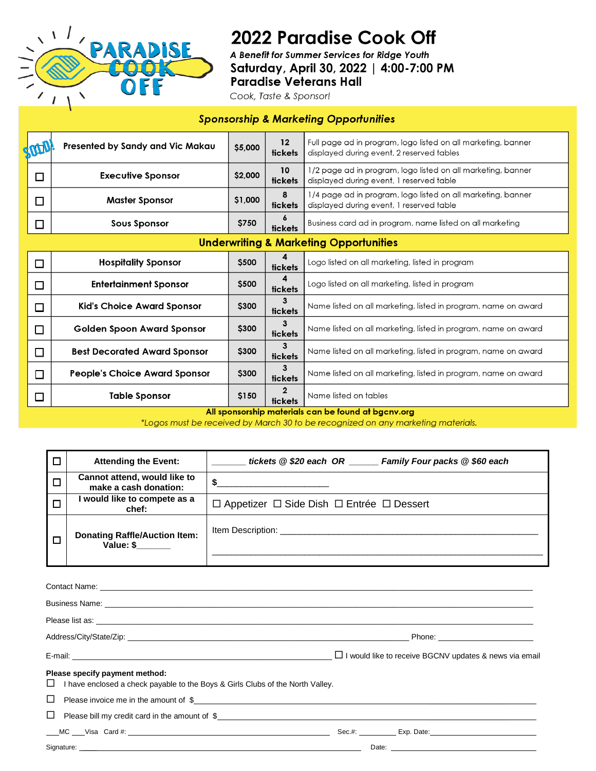# 2022 Paradise Cook Off

*A Benefit for Summer Services for Ridge Youth*

**Saturday, April 30, 2022 | 4:00-7:00 PM**

**Paradise Veterans Hall**

*Cook, Taste & Sponsor!*

## *Sponsorship & Marketing Opportunities*

| | | | | |
|---|---|---|---|---|
| SOLD! | **Presented by Sandy and Vic Makau** | **$5,000** | **12 tickets** | Full page ad in program, logo listed on all marketing, banner displayed during event, 2 reserved tables |
| ☐ | **Executive Sponsor** | **$2,000** | **10 tickets** | 1/2 page ad in program, logo listed on all marketing, banner displayed during event, 1 reserved table |
| ☐ | **Master Sponsor** | **$1,000** | **8 tickets** | 1/4 page ad in program, logo listed on all marketing, banner displayed during event, 1 reserved table |
| ☐ | **Sous Sponsor** | **$750** | **6 tickets** | Business card ad in program, name listed on all marketing |

## Underwriting & Marketing Opportunities

| | | | | |
|---|---|---|---|---|
| ☐ | **Hospitality Sponsor** | **$500** | **4 tickets** | Logo listed on all marketing, listed in program |
| ☐ | **Entertainment Sponsor** | **$500** | **4 tickets** | Logo listed on all marketing, listed in program |
| ☐ | **Kid's Choice Award Sponsor** | **$300** | **3 tickets** | Name listed on all marketing, listed in program, name on award |
| ☐ | **Golden Spoon Award Sponsor** | **$300** | **3 tickets** | Name listed on all marketing, listed in program, name on award |
| ☐ | **Best Decorated Award Sponsor** | **$300** | **3 tickets** | Name listed on all marketing, listed in program, name on award |
| ☐ | **People's Choice Award Sponsor** | **$300** | **3 tickets** | Name listed on all marketing, listed in program, name on award |
| ☐ | **Table Sponsor** | **$150** | **2 tickets** | Name listed on tables |

**All sponsorship materials can be found at bgcnv.org**

*\*Logos must be received by March 30 to be recognized on any marketing materials.*

| | | |
|---|---|---|
| ☐ | **Attending the Event:** | _______ ***tickets @ $20 each OR*** ______ ***Family Four packs @ $60 each*** |
| ☐ | **Cannot attend, would like to make a cash donation:** | $________________________ |
| ☐ | **I would like to compete as a chef:** | ☐ Appetizer ☐ Side Dish ☐ Entrée ☐ Dessert |
| ☐ | **Donating Raffle/Auction Item: Value: $_______** | Item Description: ______________________________________________ |

Contact Name: ____________________________________________

Business Name: ____________________________________________

Please list as: ____________________________________________

Address/City/State/Zip: ______________________________ Phone: ______________

E-mail: ______________________________ ☐ I would like to receive BGCNV updates & news via email

**Please specify payment method:**

☐ I have enclosed a check payable to the Boys & Girls Clubs of the North Valley.

☐ Please invoice me in the amount of $______________________________

☐ Please bill my credit card in the amount of $______________________________

___MC ___Visa Card #: ______________________________ Sec.#: _________ Exp. Date: ______________

Signature: ______________________________ Date: ______________